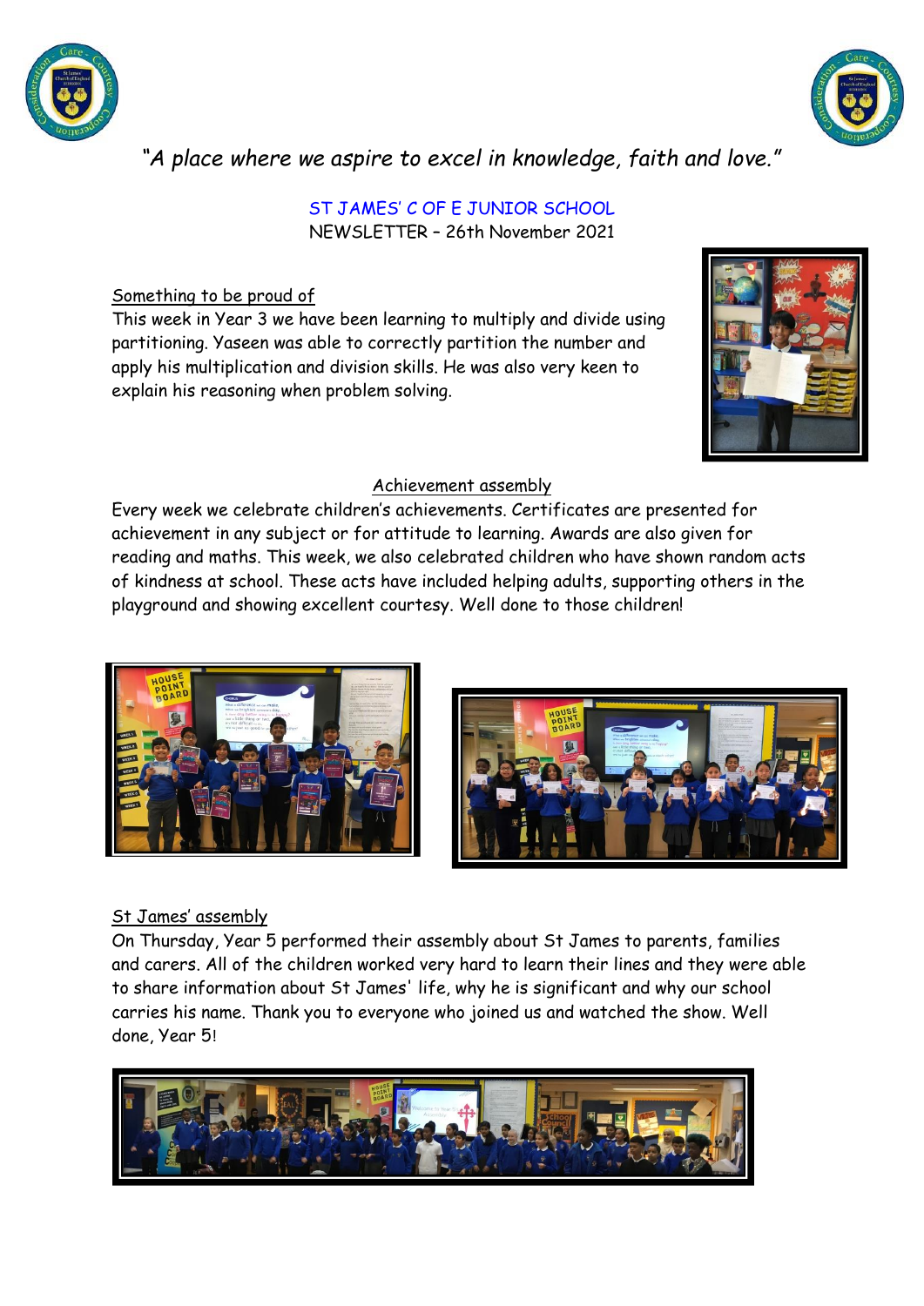*"A place where we aspire to excel in knowledge, faith and love."*

# ST JAMES' C OF E JUNIOR SCHOOL

NEWSLETTER – 26th November 2021

## Something to be proud of

This week in Year 3 we have been learning to multiply and divide using partitioning. Yaseen was able to correctly partition the number and apply his multiplication and division skills. He was also very keen to explain his reasoning when problem solving.

## Achievement assembly

Every week we celebrate children's achievements. Certificates are presented for achievement in any subject or for attitude to learning. Awards are also given for reading and maths. This week, we also celebrated children who have shown random acts of kindness at school. These acts have included helping adults, supporting others in the playground and showing excellent courtesy. Well done to those children!

## St James' assembly

On Thursday, Year 5 performed their assembly about St James to parents, families and carers. All of the children worked very hard to learn their lines and they were able to share information about St James' life, why he is significant and why our school carries his name. Thank you to everyone who joined us and watched the show. Well done, Year 5!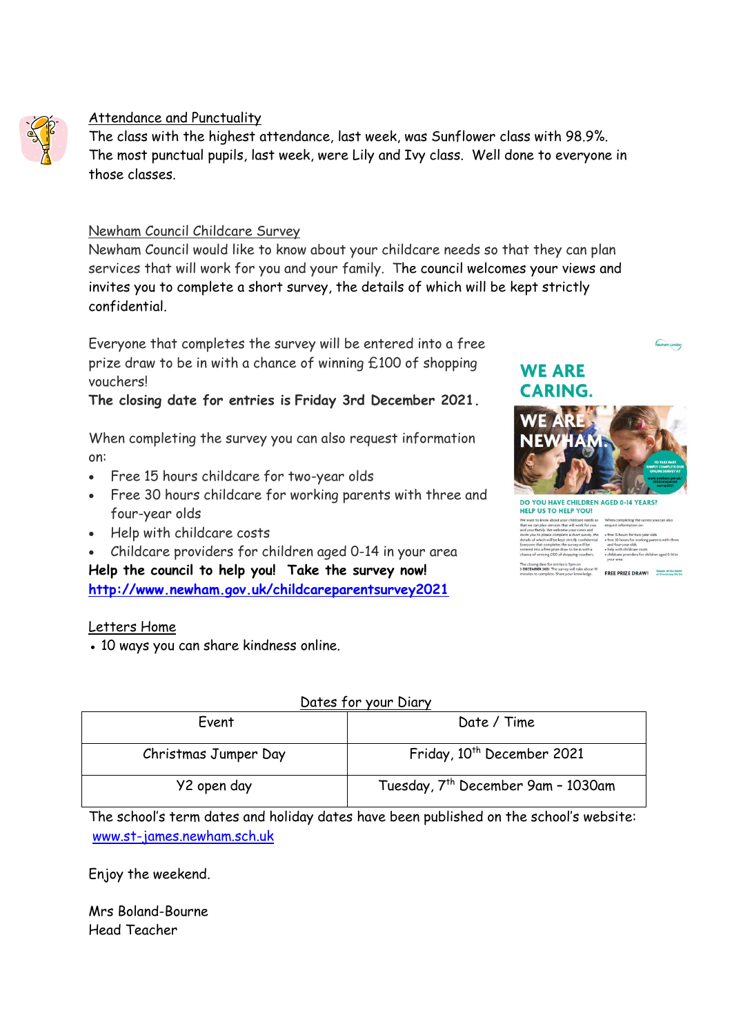## Attendance and Punctuality

The class with the highest attendance, last week, was Sunflower class with 98.9%. The most punctual pupils, last week, were Lily and Ivy class. Well done to everyone in those classes.

## Newham Council Childcare Survey

Newham Council would like to know about your childcare needs so that they can plan services that will work for you and your family. The council welcomes your views and invites you to complete a short survey, the details of which will be kept strictly confidential.

Everyone that completes the survey will be entered into a free prize draw to be in with a chance of winning £100 of shopping vouchers!

**The closing date for entries is Friday 3rd December 2021.**

When completing the survey you can also request information on:

- Free 15 hours childcare for two-year olds
- Free 30 hours childcare for working parents with three and four-year olds
- Help with childcare costs
- Childcare providers for children aged 0-14 in your area

**Help the council to help you! Take the survey now!**

[http://www.newham.gov.uk/childcareparentsurvey2021](http://www.newham.gov.uk/childcareparentsurvey2021)

## Letters Home

- 10 ways you can share kindness online.

## Dates for your Diary

| Event | Date / Time |
|---|---|
| Christmas Jumper Day | Friday, 10th December 2021 |
| Y2 open day | Tuesday, 7th December 9am – 1030am |

The school's term dates and holiday dates have been published on the school's website: [www.st-james.newham.sch.uk](www.st-james.newham.sch.uk)

Enjoy the weekend.

Mrs Boland-Bourne
Head Teacher